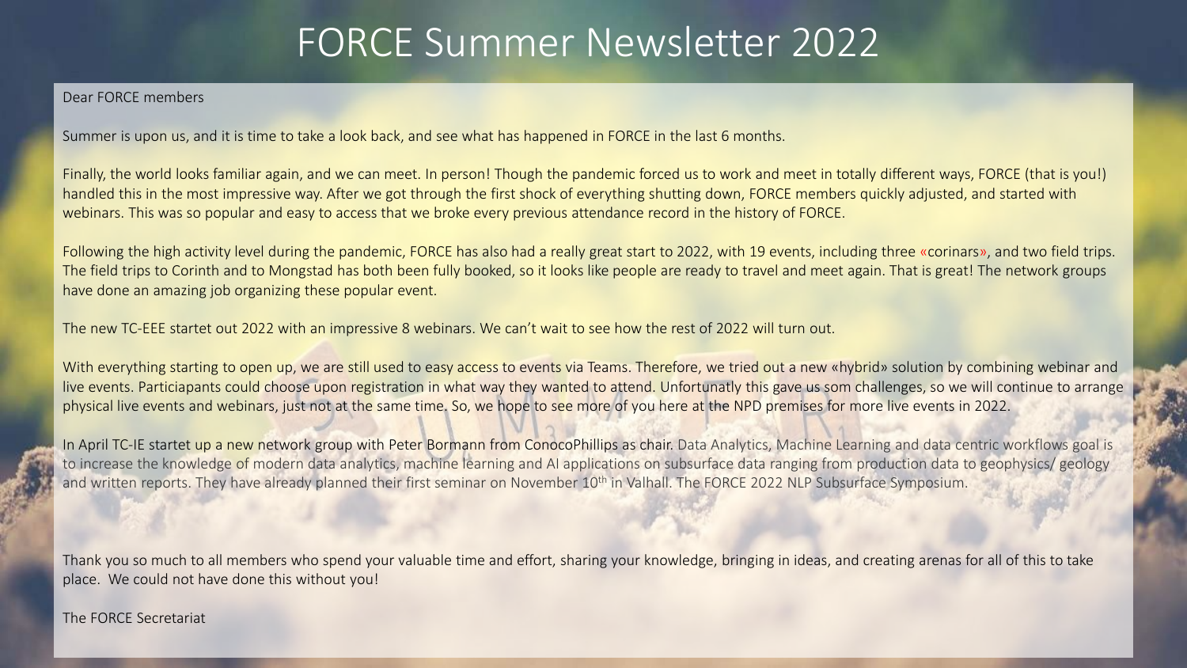# FORCE Summer Newsletter 2022

Dear FORCE members

Summer is upon us, and it is time to take a look back, and see what has happened in FORCE in the last 6 months.

Finally, the world looks familiar again, and we can meet. In person! Though the pandemic forced us to work and meet in totally different ways, FORCE (that is you!) handled this in the most impressive way. After we got through the first shock of everything shutting down, FORCE members quickly adjusted, and started with webinars. This was so popular and easy to access that we broke every previous attendance record in the history of FORCE.

Following the high activity level during the pandemic, FORCE has also had a really great start to 2022, with 19 events, including three «corinars», and two field trips. The field trips to Corinth and to Mongstad has both been fully booked, so it looks like people are ready to travel and meet again. That is great! The network groups have done an amazing job organizing these popular event.

The new TC-EEE startet out 2022 with an impressive 8 webinars. We can't wait to see how the rest of 2022 will turn out.

With everything starting to open up, we are still used to easy access to events via Teams. Therefore, we tried out a new «hybrid» solution by combining webinar and live events. Particiapants could choose upon registration in what way they wanted to attend. Unfortunatly this gave us som challenges, so we will continue to arrange physical live events and webinars, just not at the same time. So, we hope to see more of you here at the NPD premises for more live events in 2022.

In April TC-IE startet up a new network group with Peter Bormann from ConocoPhillips as chair. Data Analytics, Machine Learning and data centric workflows goal is to increase the knowledge of modern data analytics, machine learning and AI applications on subsurface data ranging from production data to geophysics/ geology and written reports. They have already planned their first seminar on November 10th in Valhall. The FORCE 2022 NLP Subsurface Symposium.

Thank you so much to all members who spend your valuable time and effort, sharing your knowledge, bringing in ideas, and creating arenas for all of this to take place. We could not have done this without you!

The FORCE Secretariat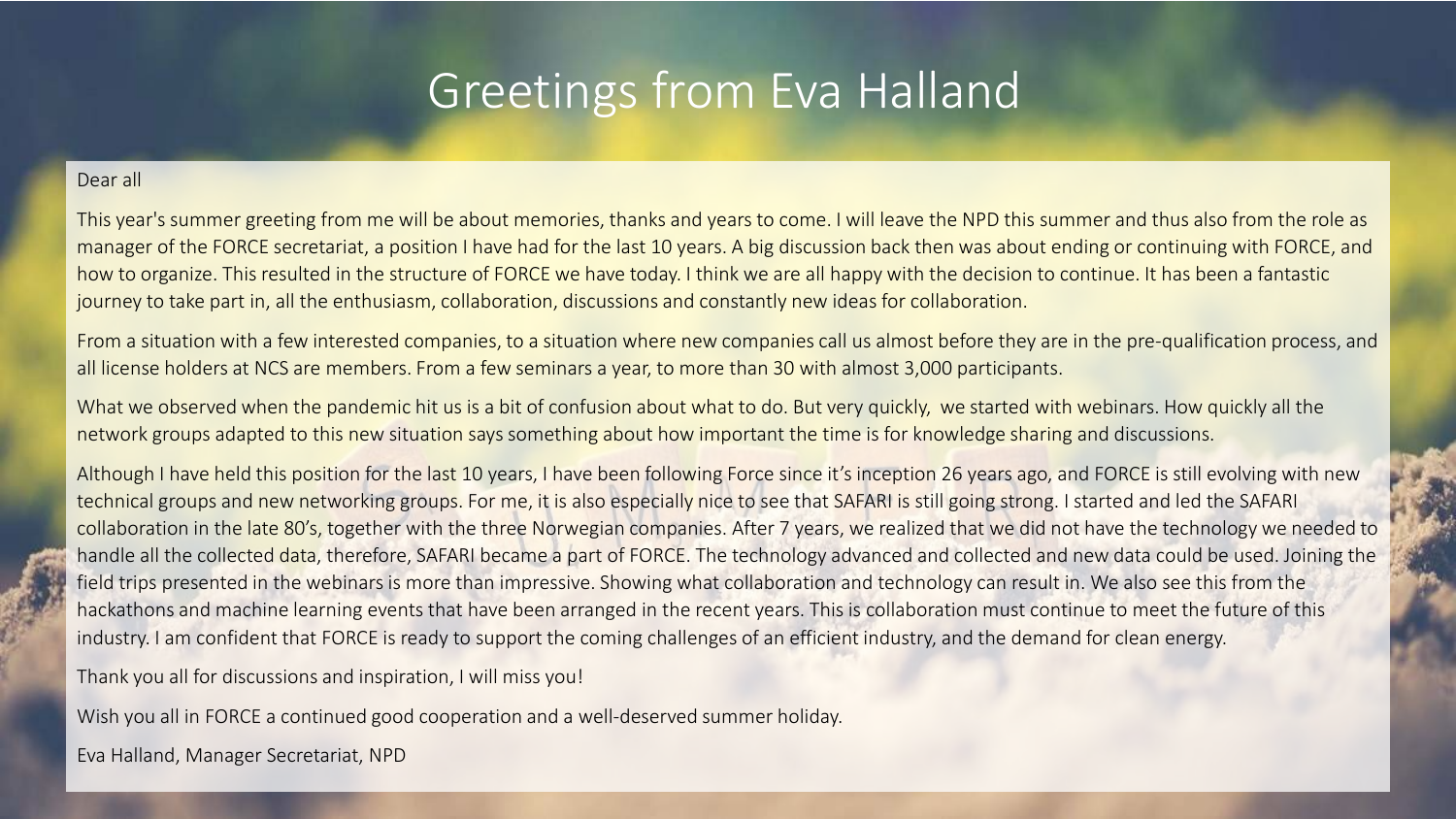# Greetings from Eva Halland

Dear all

This year's summer greeting from me will be about memories, thanks and years to come. I will leave the NPD this summer and thus also from the role as manager of the FORCE secretariat, a position I have had for the last 10 years. A big discussion back then was about ending or continuing with FORCE, and how to organize. This resulted in the structure of FORCE we have today. I think we are all happy with the decision to continue. It has been a fantastic journey to take part in, all the enthusiasm, collaboration, discussions and constantly new ideas for collaboration.

From a situation with a few interested companies, to a situation where new companies call us almost before they are in the pre-qualification process, and all license holders at NCS are members. From a few seminars a year, to more than 30 with almost 3,000 participants.

What we observed when the pandemic hit us is a bit of confusion about what to do. But very quickly, we started with webinars. How quickly all the network groups adapted to this new situation says something about how important the time is for knowledge sharing and discussions.

Although I have held this position for the last 10 years, I have been following Force since it's inception 26 years ago, and FORCE is still evolving with new technical groups and new networking groups. For me, it is also especially nice to see that SAFARI is still going strong. I started and led the SAFARI collaboration in the late 80's, together with the three Norwegian companies. After 7 years, we realized that we did not have the technology we needed to handle all the collected data, therefore, SAFARI became a part of FORCE. The technology advanced and collected and new data could be used. Joining the field trips presented in the webinars is more than impressive. Showing what collaboration and technology can result in. We also see this from the hackathons and machine learning events that have been arranged in the recent years. This is collaboration must continue to meet the future of this industry. I am confident that FORCE is ready to support the coming challenges of an efficient industry, and the demand for clean energy.

Thank you all for discussions and inspiration, I will miss you!

Wish you all in FORCE a continued good cooperation and a well-deserved summer holiday.

Eva Halland, Manager Secretariat, NPD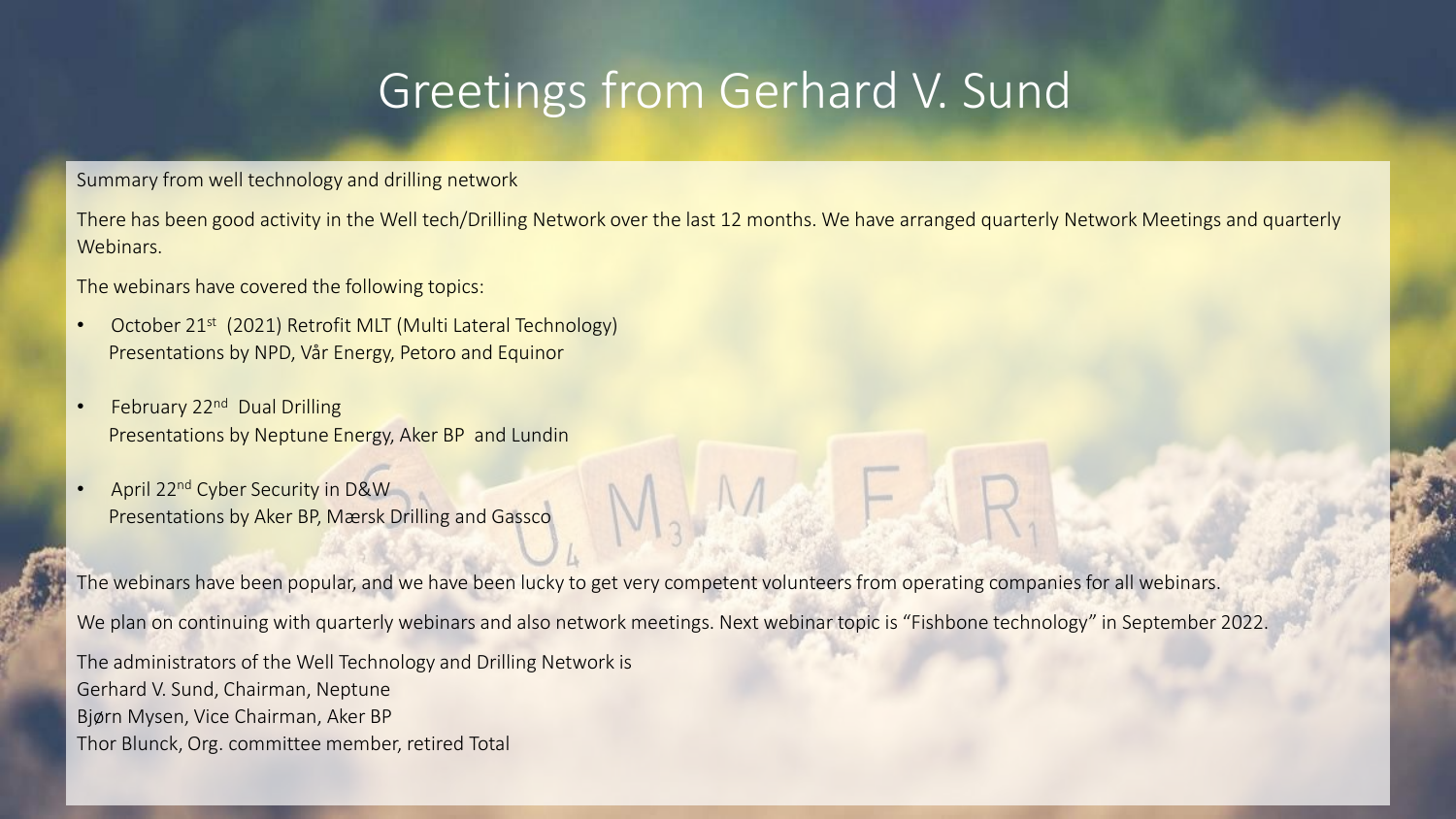# Greetings from Gerhard V. Sund

Summary from well technology and drilling network

There has been good activity in the Well tech/Drilling Network over the last 12 months. We have arranged quarterly Network Meetings and quarterly Webinars.

The webinars have covered the following topics:

- October 21st (2021) Retrofit MLT (Multi Lateral Technology)
  Presentations by NPD, Vår Energy, Petoro and Equinor
- February 22nd Dual Drilling
  Presentations by Neptune Energy, Aker BP and Lundin
- April 22nd Cyber Security in D&W
  Presentations by Aker BP, Mærsk Drilling and Gassco

The webinars have been popular, and we have been lucky to get very competent volunteers from operating companies for all webinars.

We plan on continuing with quarterly webinars and also network meetings. Next webinar topic is "Fishbone technology" in September 2022.

The administrators of the Well Technology and Drilling Network is
Gerhard V. Sund, Chairman, Neptune
Bjørn Mysen, Vice Chairman, Aker BP
Thor Blunck, Org. committee member, retired Total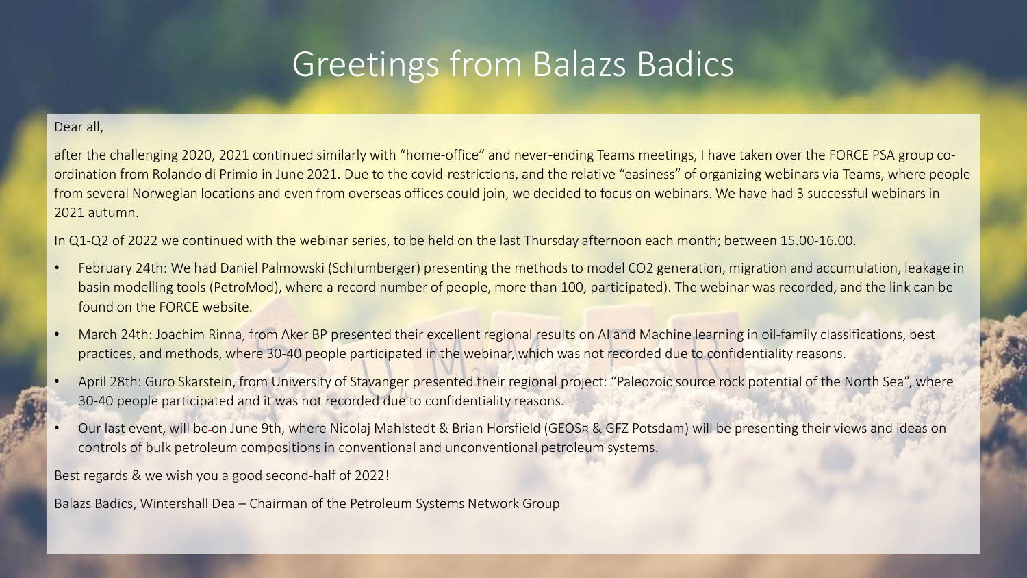# Greetings from Balazs Badics

Dear all,

after the challenging 2020, 2021 continued similarly with “home-office” and never-ending Teams meetings, I have taken over the FORCE PSA group co-ordination from Rolando di Primio in June 2021. Due to the covid-restrictions, and the relative “easiness” of organizing webinars via Teams, where people from several Norwegian locations and even from overseas offices could join, we decided to focus on webinars. We have had 3 successful webinars in 2021 autumn.

In Q1-Q2 of 2022 we continued with the webinar series, to be held on the last Thursday afternoon each month; between 15.00-16.00.

- February 24th: We had Daniel Palmowski (Schlumberger) presenting the methods to model CO2 generation, migration and accumulation, leakage in basin modelling tools (PetroMod), where a record number of people, more than 100, participated). The webinar was recorded, and the link can be found on the FORCE website.
- March 24th: Joachim Rinna, from Aker BP presented their excellent regional results on AI and Machine learning in oil-family classifications, best practices, and methods, where 30-40 people participated in the webinar, which was not recorded due to confidentiality reasons.
- April 28th: Guro Skarstein, from University of Stavanger presented their regional project: “Paleozoic source rock potential of the North Sea”, where 30-40 people participated and it was not recorded due to confidentiality reasons.
- Our last event, will be on June 9th, where Nicolaj Mahlstedt & Brian Horsfield (GEOS¤ & GFZ Potsdam) will be presenting their views and ideas on controls of bulk petroleum compositions in conventional and unconventional petroleum systems.

Best regards & we wish you a good second-half of 2022!

Balazs Badics, Wintershall Dea – Chairman of the Petroleum Systems Network Group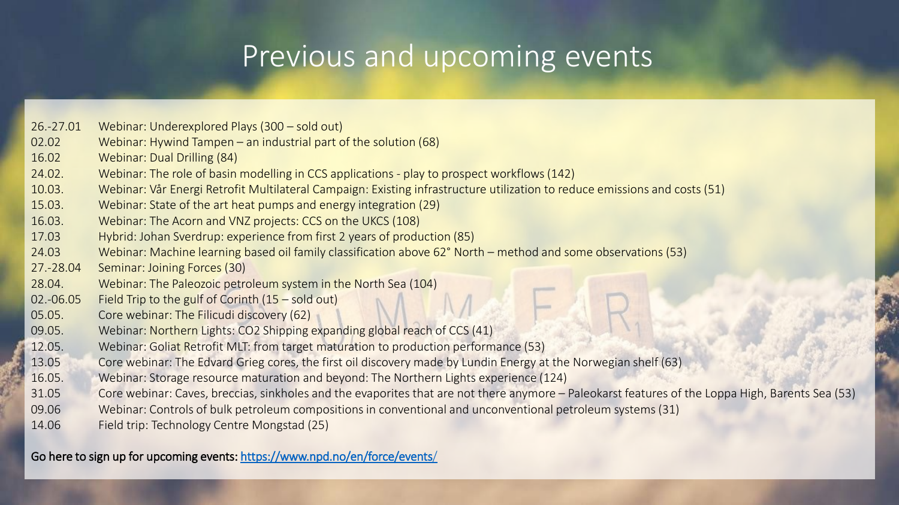# Previous and upcoming events

| | |
|---|---|
| 26.-27.01 | Webinar: Underexplored Plays (300 – sold out) |
| 02.02 | Webinar: Hywind Tampen – an industrial part of the solution (68) |
| 16.02 | Webinar: Dual Drilling (84) |
| 24.02. | Webinar: The role of basin modelling in CCS applications - play to prospect workflows (142) |
| 10.03. | Webinar: Vår Energi Retrofit Multilateral Campaign: Existing infrastructure utilization to reduce emissions and costs (51) |
| 15.03. | Webinar: State of the art heat pumps and energy integration (29) |
| 16.03. | Webinar: The Acorn and VNZ projects: CCS on the UKCS (108) |
| 17.03 | Hybrid: Johan Sverdrup: experience from first 2 years of production (85) |
| 24.03 | Webinar: Machine learning based oil family classification above 62° North – method and some observations (53) |
| 27.-28.04 | Seminar: Joining Forces (30) |
| 28.04. | Webinar: The Paleozoic petroleum system in the North Sea (104) |
| 02.-06.05 | Field Trip to the gulf of Corinth (15 – sold out) |
| 05.05. | Core webinar: The Filicudi discovery (62) |
| 09.05. | Webinar: Northern Lights: CO2 Shipping expanding global reach of CCS (41) |
| 12.05. | Webinar: Goliat Retrofit MLT: from target maturation to production performance (53) |
| 13.05 | Core webinar: The Edvard Grieg cores, the first oil discovery made by Lundin Energy at the Norwegian shelf (63) |
| 16.05. | Webinar: Storage resource maturation and beyond: The Northern Lights experience (124) |
| 31.05 | Core webinar: Caves, breccias, sinkholes and the evaporites that are not there anymore – Paleokarst features of the Loppa High, Barents Sea (53) |
| 09.06 | Webinar: Controls of bulk petroleum compositions in conventional and unconventional petroleum systems (31) |
| 14.06 | Field trip: Technology Centre Mongstad (25) |

Go here to sign up for upcoming events: https://www.npd.no/en/force/events/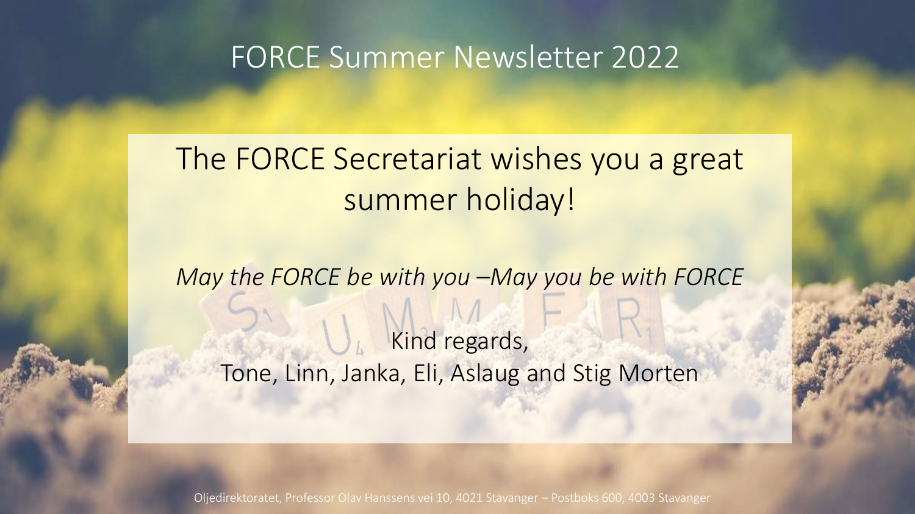# FORCE Summer Newsletter 2022

## The FORCE Secretariat wishes you a great summer holiday!

*May the FORCE be with you –May you be with FORCE*

Kind regards,
Tone, Linn, Janka, Eli, Aslaug and Stig Morten

Oljedirektoratet, Professor Olav Hanssens vei 10, 4021 Stavanger – Postboks 600, 4003 Stavanger